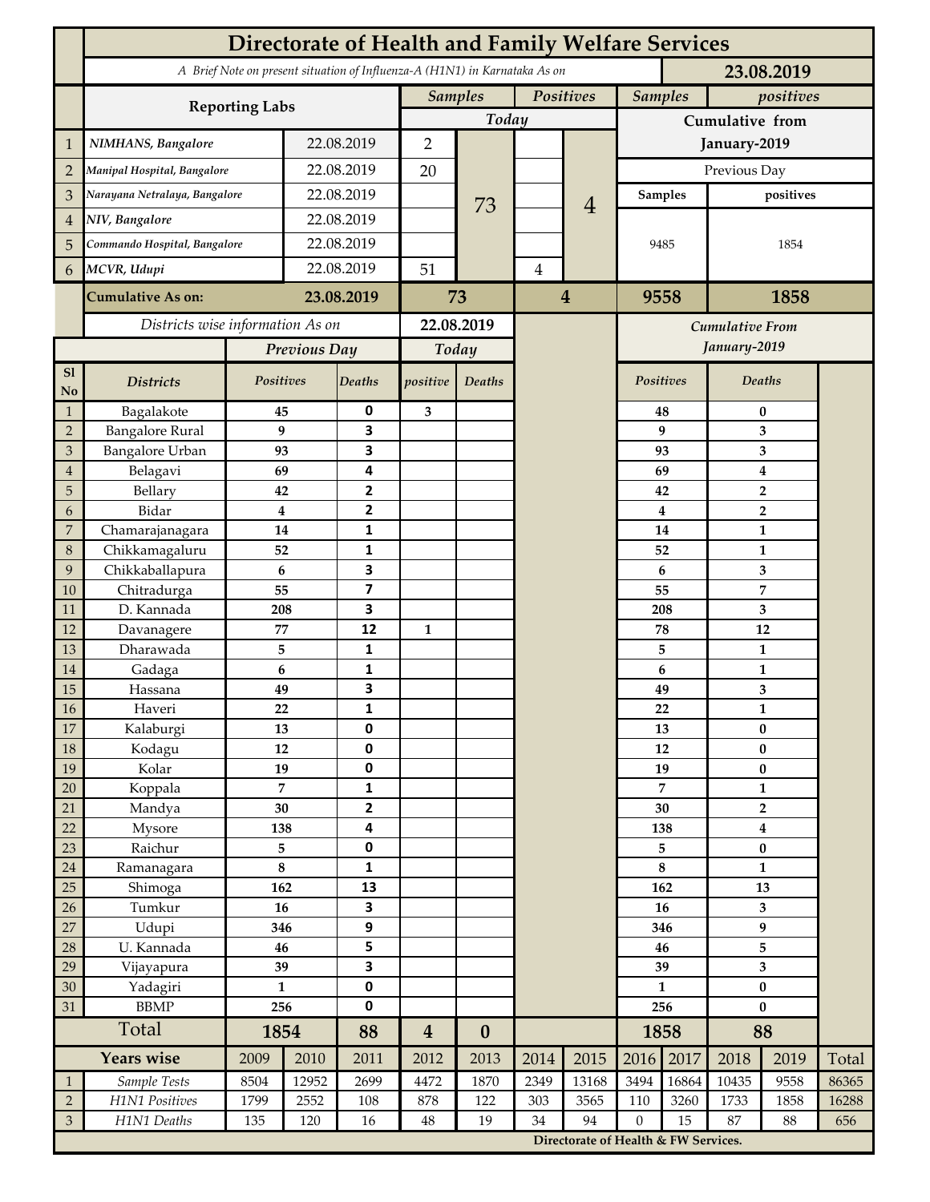# Directorate of Health and Family Welfare Services

*A Brief Note on present situation of Influenza-A (H1N1) in Karnataka As on* **23.08.2019**

| | Reporting Labs | | Samples Today | | Positives Today | | Samples (Cumulative from January-2019, Previous Day) | positives (Cumulative from January-2019, Previous Day) |
|---|---|---|---|---|---|---|---|---|
| 1 | *NIMHANS, Bangalore* | 22.08.2019 | 2 | 73 | | 4 | 9485 | 1854 |
| 2 | *Manipal Hospital, Bangalore* | 22.08.2019 | 20 | | | | | |
| 3 | *Narayana Netralaya, Bangalore* | 22.08.2019 | | | | | | |
| 4 | *NIV, Bangalore* | 22.08.2019 | | | | | | |
| 5 | *Commando Hospital, Bangalore* | 22.08.2019 | | | | | | |
| 6 | *MCVR, Udupi* | 22.08.2019 | 51 | | 4 | | | |
| | **Cumulative As on:** | **23.08.2019** | **73** | | **4** | | **9558** | **1858** |

*Districts wise information As on* **22.08.2019**

| Sl No | Districts | Previous Day Positives | Previous Day Deaths | Today positive | Today Deaths | Cumulative From January-2019 Positives | Cumulative From January-2019 Deaths |
|---|---|---|---|---|---|---|---|
| 1 | Bagalakote | 45 | 0 | 3 | | 48 | 0 |
| 2 | Bangalore Rural | 9 | 3 | | | 9 | 3 |
| 3 | Bangalore Urban | 93 | 3 | | | 93 | 3 |
| 4 | Belagavi | 69 | 4 | | | 69 | 4 |
| 5 | Bellary | 42 | 2 | | | 42 | 2 |
| 6 | Bidar | 4 | 2 | | | 4 | 2 |
| 7 | Chamarajanagara | 14 | 1 | | | 14 | 1 |
| 8 | Chikkamagaluru | 52 | 1 | | | 52 | 1 |
| 9 | Chikkaballapura | 6 | 3 | | | 6 | 3 |
| 10 | Chitradurga | 55 | 7 | | | 55 | 7 |
| 11 | D. Kannada | 208 | 3 | | | 208 | 3 |
| 12 | Davanagere | 77 | 12 | 1 | | 78 | 12 |
| 13 | Dharawada | 5 | 1 | | | 5 | 1 |
| 14 | Gadaga | 6 | 1 | | | 6 | 1 |
| 15 | Hassana | 49 | 3 | | | 49 | 3 |
| 16 | Haveri | 22 | 1 | | | 22 | 1 |
| 17 | Kalaburgi | 13 | 0 | | | 13 | 0 |
| 18 | Kodagu | 12 | 0 | | | 12 | 0 |
| 19 | Kolar | 19 | 0 | | | 19 | 0 |
| 20 | Koppala | 7 | 1 | | | 7 | 1 |
| 21 | Mandya | 30 | 2 | | | 30 | 2 |
| 22 | Mysore | 138 | 4 | | | 138 | 4 |
| 23 | Raichur | 5 | 0 | | | 5 | 0 |
| 24 | Ramanagara | 8 | 1 | | | 8 | 1 |
| 25 | Shimoga | 162 | 13 | | | 162 | 13 |
| 26 | Tumkur | 16 | 3 | | | 16 | 3 |
| 27 | Udupi | 346 | 9 | | | 346 | 9 |
| 28 | U. Kannada | 46 | 5 | | | 46 | 5 |
| 29 | Vijayapura | 39 | 3 | | | 39 | 3 |
| 30 | Yadagiri | 1 | 0 | | | 1 | 0 |
| 31 | BBMP | 256 | 0 | | | 256 | 0 |
| | **Total** | **1854** | **88** | **4** | **0** | **1858** | **88** |

| | Years wise | 2009 | 2010 | 2011 | 2012 | 2013 | 2014 | 2015 | 2016 | 2017 | 2018 | 2019 | Total |
|---|---|---|---|---|---|---|---|---|---|---|---|---|---|
| 1 | *Sample Tests* | 8504 | 12952 | 2699 | 4472 | 1870 | 2349 | 13168 | 3494 | 16864 | 10435 | 9558 | 86365 |
| 2 | *H1N1 Positives* | 1799 | 2552 | 108 | 878 | 122 | 303 | 3565 | 110 | 3260 | 1733 | 1858 | 16288 |
| 3 | *H1N1 Deaths* | 135 | 120 | 16 | 48 | 19 | 34 | 94 | 0 | 15 | 87 | 88 | 656 |

**Directorate of Health & FW Services.**